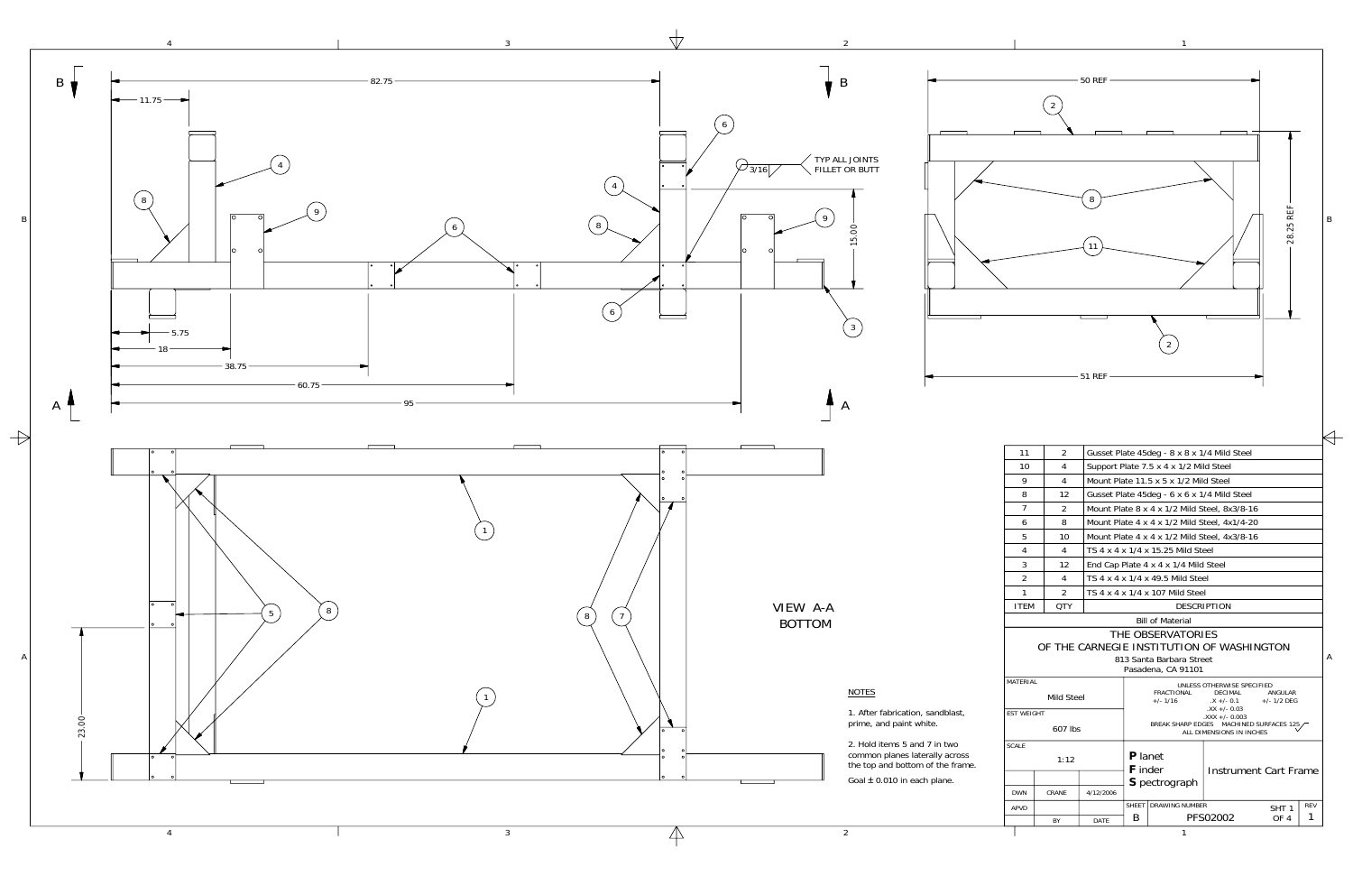| ITEM | QTY | DESCRIPTION |
|---|---|---|
| 11 | 2 | Gusset Plate 45deg - 8 x 8 x 1/4 Mild Steel |
| 10 | 4 | Support Plate 7.5 x 4 x 1/2 Mild Steel |
| 9 | 4 | Mount Plate 11.5 x 5 x 1/2 Mild Steel |
| 8 | 12 | Gusset Plate 45deg - 6 x 6 x 1/4 Mild Steel |
| 7 | 2 | Mount Plate 8 x 4 x 1/2 Mild Steel, 8x3/8-16 |
| 6 | 8 | Mount Plate 4 x 4 x 1/2 Mild Steel, 4x1/4-20 |
| 5 | 10 | Mount Plate 4 x 4 x 1/2 Mild Steel, 4x3/8-16 |
| 4 | 4 | TS 4 x 4 x 1/4 x 15.25 Mild Steel |
| 3 | 12 | End Cap Plate 4 x 4 x 1/4 Mild Steel |
| 2 | 4 | TS 4 x 4 x 1/4 x 49.5 Mild Steel |
| 1 | 2 | TS 4 x 4 x 1/4 x 107 Mild Steel |

Bill of Material

VIEW A-A
BOTTOM

TYP ALL JOINTS FILLET OR BUTT 3/16

## NOTES

1. After fabrication, sandblast, prime, and paint white.

2. Hold items 5 and 7 in two common planes laterally across the top and bottom of the frame.

Goal ± 0.010 in each plane.

THE OBSERVATORIES
OF THE CARNEGIE INSTITUTION OF WASHINGTON
813 Santa Barbara Street
Pasadena, CA 91101

MATERIAL: Mild Steel

EST WEIGHT: 607 lbs

SCALE: 1:12

UNLESS OTHERWISE SPECIFIED
FRACTIONAL +/- 1/16
DECIMAL .X +/- 0.1, .XX +/- 0.03, .XXX +/- 0.003
ANGULAR +/- 1/2 DEG
BREAK SHARP EDGES
MACHINED SURFACES 125
ALL DIMENSIONS IN INCHES

**P** lanet
**F** inder
**S** pectrograph

Instrument Cart Frame

DWN: CRANE, 4/12/2006

APVD

BY | DATE

SHEET: B
DRAWING NUMBER: PFS02002
SHT 1 OF 4
REV: 1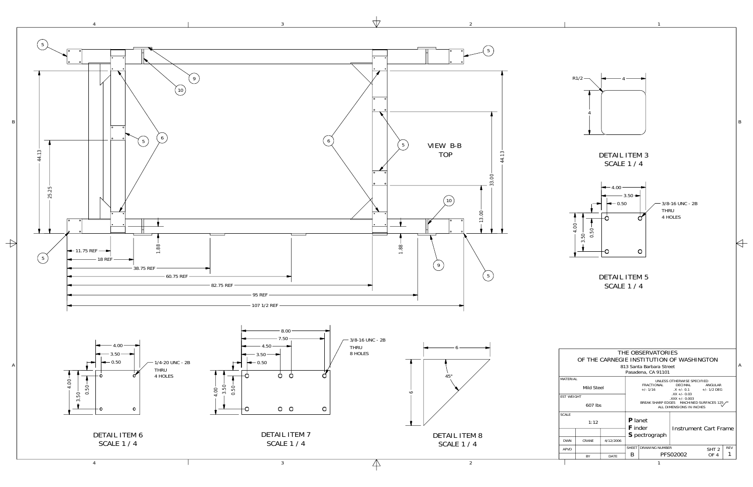## VIEW B-B
## TOP

Dimensions: 44.13, 25.25, 44.13, 33.00, 13.00, 1.88, 1.88

- 11.75 REF
- 18 REF
- 38.75 REF
- 60.75 REF
- 82.75 REF
- 95 REF
- 107 1/2 REF

Item callouts: 5, 6, 9, 10

## DETAIL ITEM 3
SCALE 1 / 4

R1/2, 4, 4

## DETAIL ITEM 5
SCALE 1 / 4

4.00, 3.50, 0.50, 4.00, 3.50, 0.50

3/8-16 UNC - 2B THRU 4 HOLES

## DETAIL ITEM 6
SCALE 1 / 4

4.00, 3.50, 0.50, 4.00, 3.50, 0.50

1/4-20 UNC - 2B THRU 4 HOLES

## DETAIL ITEM 7
SCALE 1 / 4

8.00, 7.50, 4.50, 3.50, 0.50, 4.00, 3.50, 0.50

3/8-16 UNC - 2B THRU 8 HOLES

## DETAIL ITEM 8
SCALE 1 / 4

6, 6, 45°

---

**THE OBSERVATORIES OF THE CARNEGIE INSTITUTION OF WASHINGTON**
813 Santa Barbara Street
Pasadena, CA 91101

| | |
|---|---|
| MATERIAL | Mild Steel |
| EST WEIGHT | 607 lbs |
| SCALE | 1:12 |
| DWN | CRANE, 4/12/2006 |
| APVD | |

UNLESS OTHERWISE SPECIFIED

| FRACTIONAL | DECIMAL | ANGULAR |
|---|---|---|
| +/- 1/16 | .X +/- 0.1 | +/- 1/2 DEG |
| | .XX +/- 0.03 | |
| | .XXX +/- 0.003 | |

BREAK SHARP EDGES MACHINED SURFACES 125
ALL DIMENSIONS IN INCHES

**P**lanet **F**inder **S**pectrograph — Instrument Cart Frame

| SHEET | DRAWING NUMBER | SHT | REV |
|---|---|---|---|
| B | PFS02002 | SHT 2 OF 4 | 1 |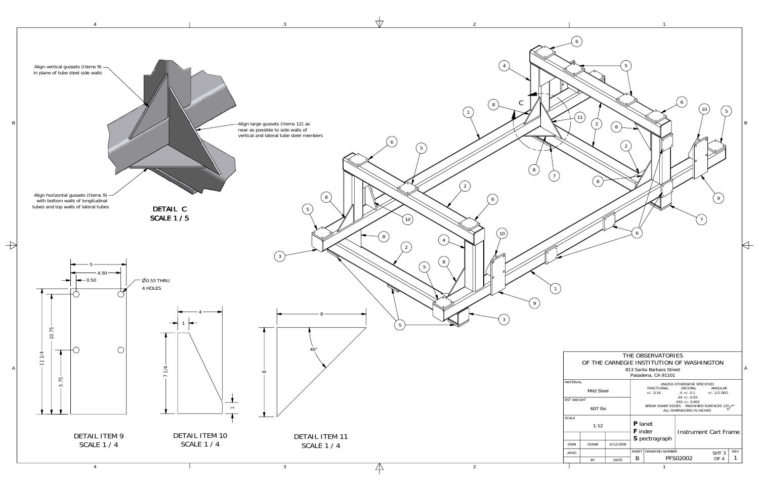Align vertical gussets (Items 9) in plane of tube steel side walls

Align large gussets (Items 12) as near as possible to side walls of vertical and lateral tube steel members

Align horizontal gussets (Items 9) with bottom walls of longitudinal tubes and top walls of lateral tubes

**DETAIL C**
**SCALE 1 / 5**

DETAIL ITEM 9: 5, 4.50, 0.50, Ø0.53 THRU 4 HOLES, 11 1/4, 10.75, 5.75

**DETAIL ITEM 9**
**SCALE 1 / 4**

DETAIL ITEM 10: 4, 1, 7 1/4, 1

**DETAIL ITEM 10**
**SCALE 1 / 4**

DETAIL ITEM 11: 8, 8, 45°

**DETAIL ITEM 11**
**SCALE 1 / 4**

THE OBSERVATORIES
OF THE CARNEGIE INSTITUTION OF WASHINGTON
813 Santa Barbara Street
Pasadena, CA 91101

| MATERIAL | UNLESS OTHERWISE SPECIFIED |
|---|---|
| Mild Steel | FRACTIONAL +/- 1/16; DECIMAL .X +/- 0.1, .XX +/- 0.03, .XXX +/- 0.003; ANGULAR +/- 1/2 DEG |
| EST WEIGHT: 607 lbs | BREAK SHARP EDGES; MACHINED SURFACES 125; ALL DIMENSIONS IN INCHES |
| SCALE: 1:12 | **P**lanet **F**inder **S**pectrograph — Instrument Cart Frame |
| DWN: CRANE, 4/12/2006 | SHEET: B; DRAWING NUMBER: PFS02002; SHT 3 OF 4; REV 1 |
| APVD | |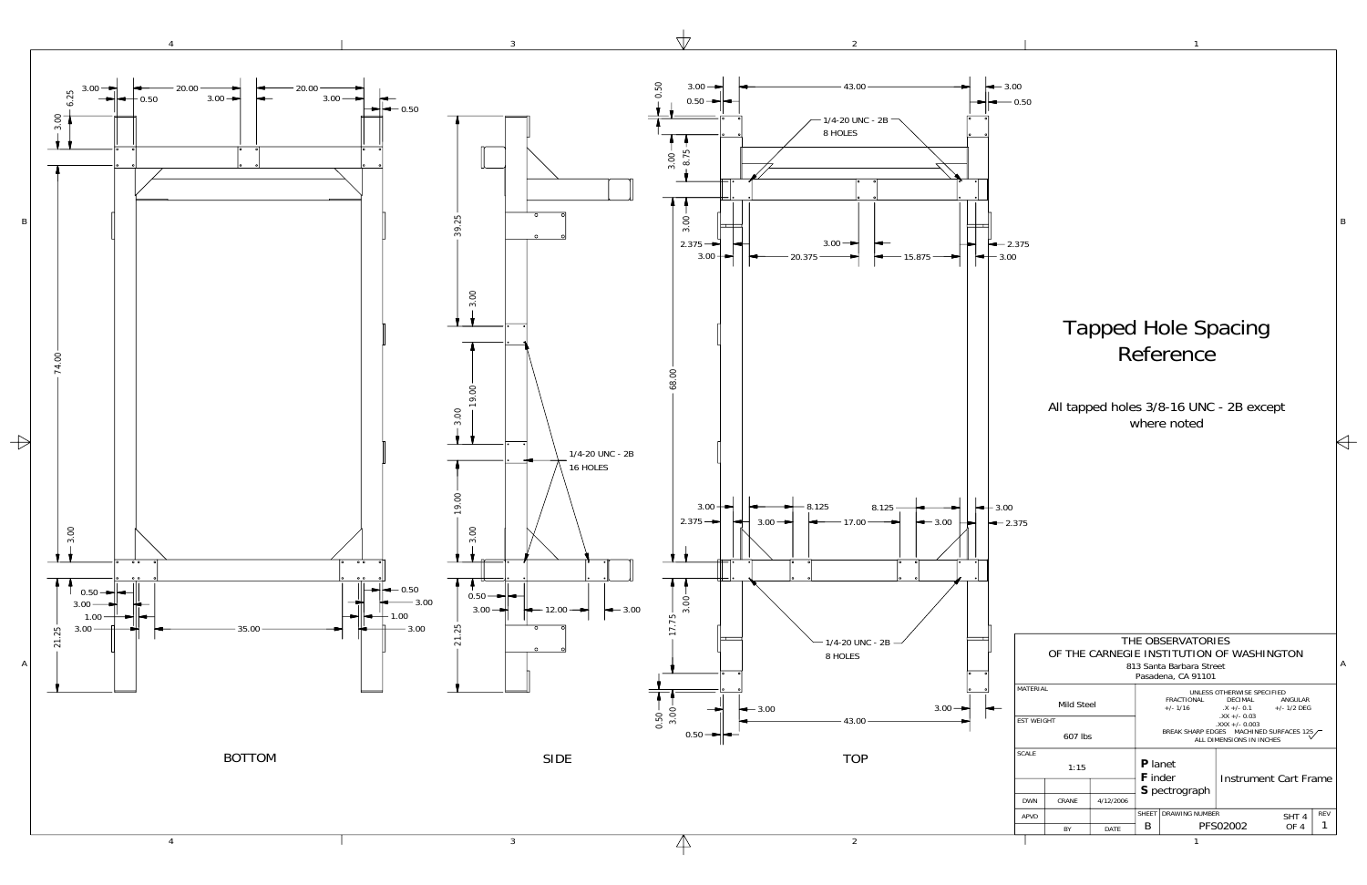# Tapped Hole Spacing Reference

All tapped holes 3/8-16 UNC - 2B except where noted

BOTTOM

3.00
20.00
0.50
3.00
20.00
3.00
0.50
6.25
3.00
74.00
3.00
21.25
0.50
3.00
1.00
3.00
35.00
0.50
3.00
1.00
3.00

SIDE

39.25
3.00
19.00
3.00
19.00
3.00
1/4-20 UNC - 2B
16 HOLES
0.50
3.00
12.00
3.00
21.25

TOP

0.50
3.00
0.50
43.00
3.00
0.50
1/4-20 UNC - 2B
8 HOLES
3.00
8.75
3.00
2.375
3.00
20.375
3.00
15.875
2.375
3.00
68.00
3.00
2.375
3.00
8.125
17.00
8.125
3.00
3.00
2.375
1/4-20 UNC - 2B
8 HOLES
17.75
3.00
0.50
3.00
0.50
3.00
43.00
3.00

| | | | |
|---|---|---|---|
| THE OBSERVATORIES OF THE CARNEGIE INSTITUTION OF WASHINGTON<br>813 Santa Barbara Street<br>Pasadena, CA 91101 | | | |
| MATERIAL<br>Mild Steel | UNLESS OTHERWISE SPECIFIED<br>FRACTIONAL +/- 1/16<br>DECIMAL .X +/- 0.1, .XX +/- 0.03, .XXX +/- 0.003<br>ANGULAR +/- 1/2 DEG<br>BREAK SHARP EDGES MACHINED SURFACES 125<br>ALL DIMENSIONS IN INCHES | | |
| EST WEIGHT<br>607 lbs | | | |
| SCALE<br>1:15 | **P** lanet<br>**F** inder<br>**S** pectrograph | Instrument Cart Frame | |
| DWN: CRANE, 4/12/2006 | | | |
| APVD | SHEET B | DRAWING NUMBER PFS02002 | SHT 4 OF 4 — REV 1 |
| BY / DATE | | | |